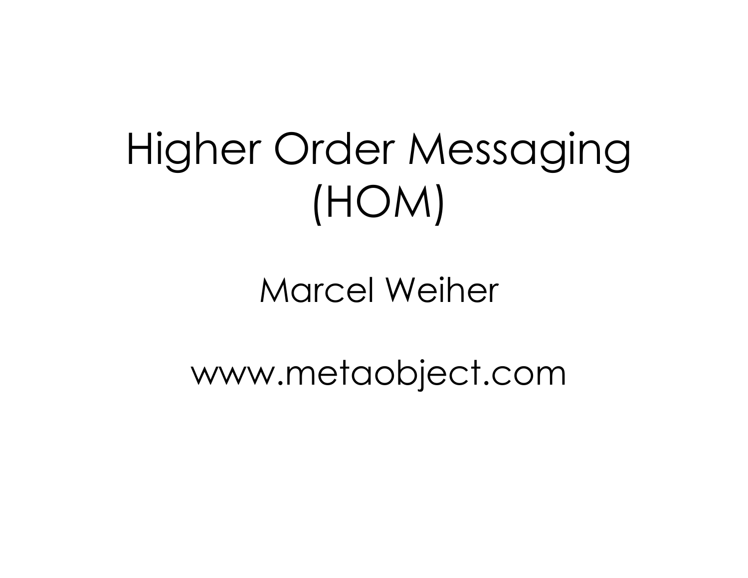# Higher Order Messaging (HOM)

Marcel Weiher

www.metaobject.com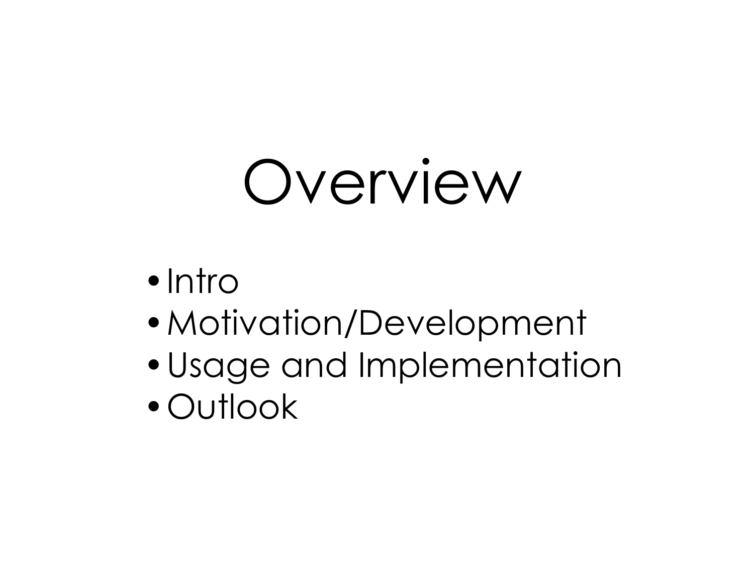# Overview

- Intro
- Motivation/Development
- Usage and Implementation
- Outlook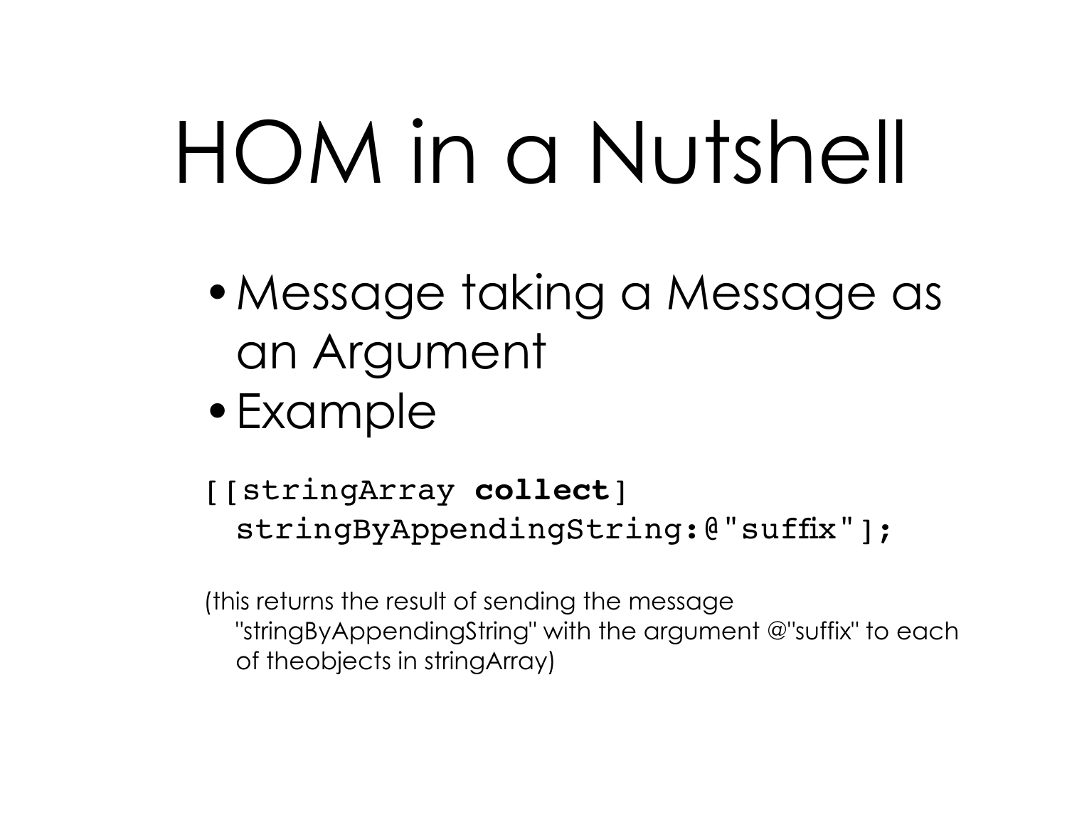# HOM in a Nutshell

- Message taking a Message as an Argument
- Example

```
[[stringArray collect]
  stringByAppendingString:@"suffix"];
```

(this returns the result of sending the message "stringByAppendingString" with the argument @"suffix" to each of theobjects in stringArray)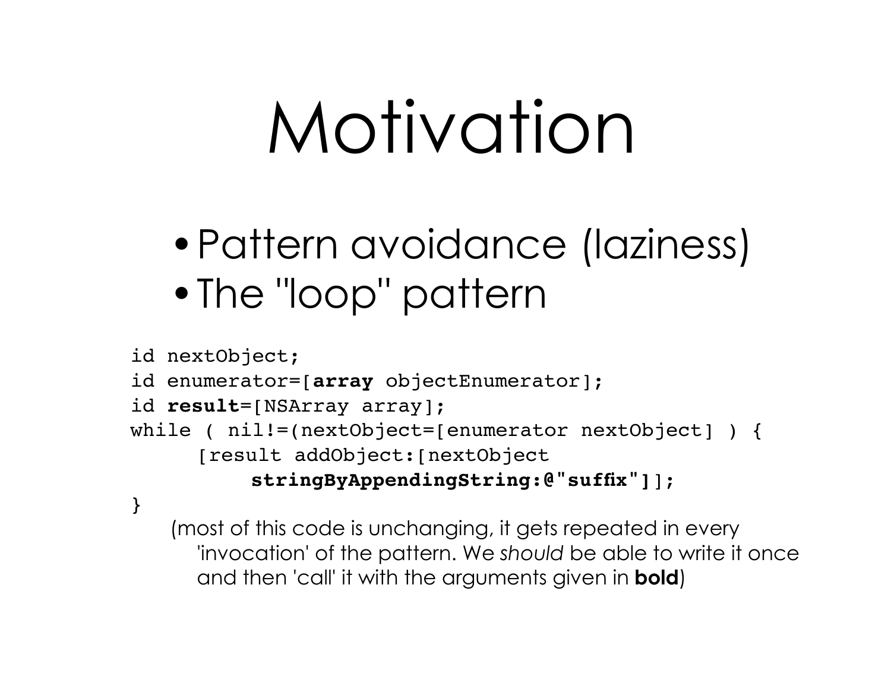# Motivation

- Pattern avoidance (laziness)
- The "loop" pattern

```
id nextObject;
id enumerator=[array objectEnumerator];
id result=[NSArray array];
while ( nil!=(nextObject=[enumerator nextObject] ) {
      [result addObject:[nextObject
           stringByAppendingString:@"suffix"]];
}
```

(most of this code is unchanging, it gets repeated in every 'invocation' of the pattern. We *should* be able to write it once and then 'call' it with the arguments given in **bold**)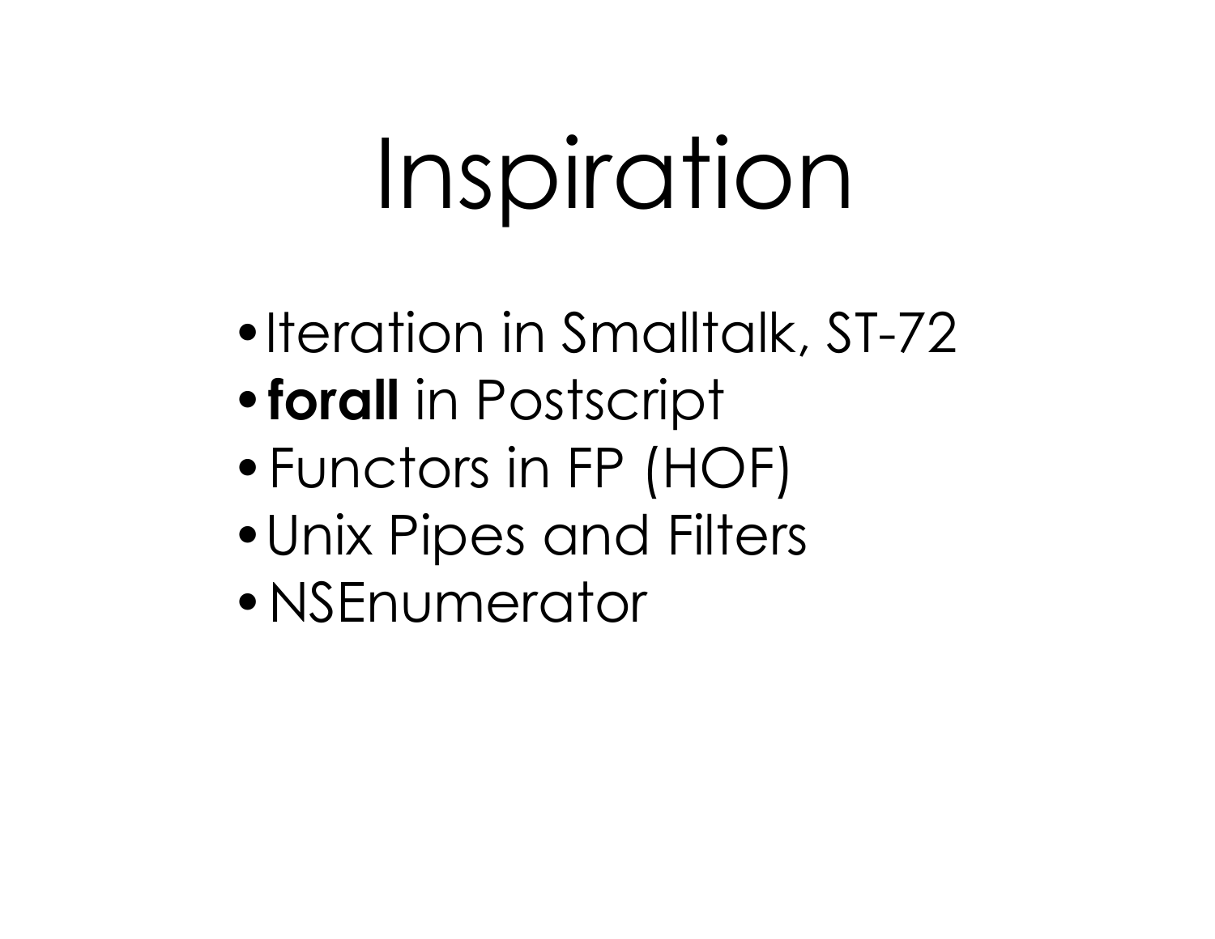# Inspiration

- Iteration in Smalltalk, ST-72
- **forall** in Postscript
- Functors in FP (HOF)
- Unix Pipes and Filters
- NSEnumerator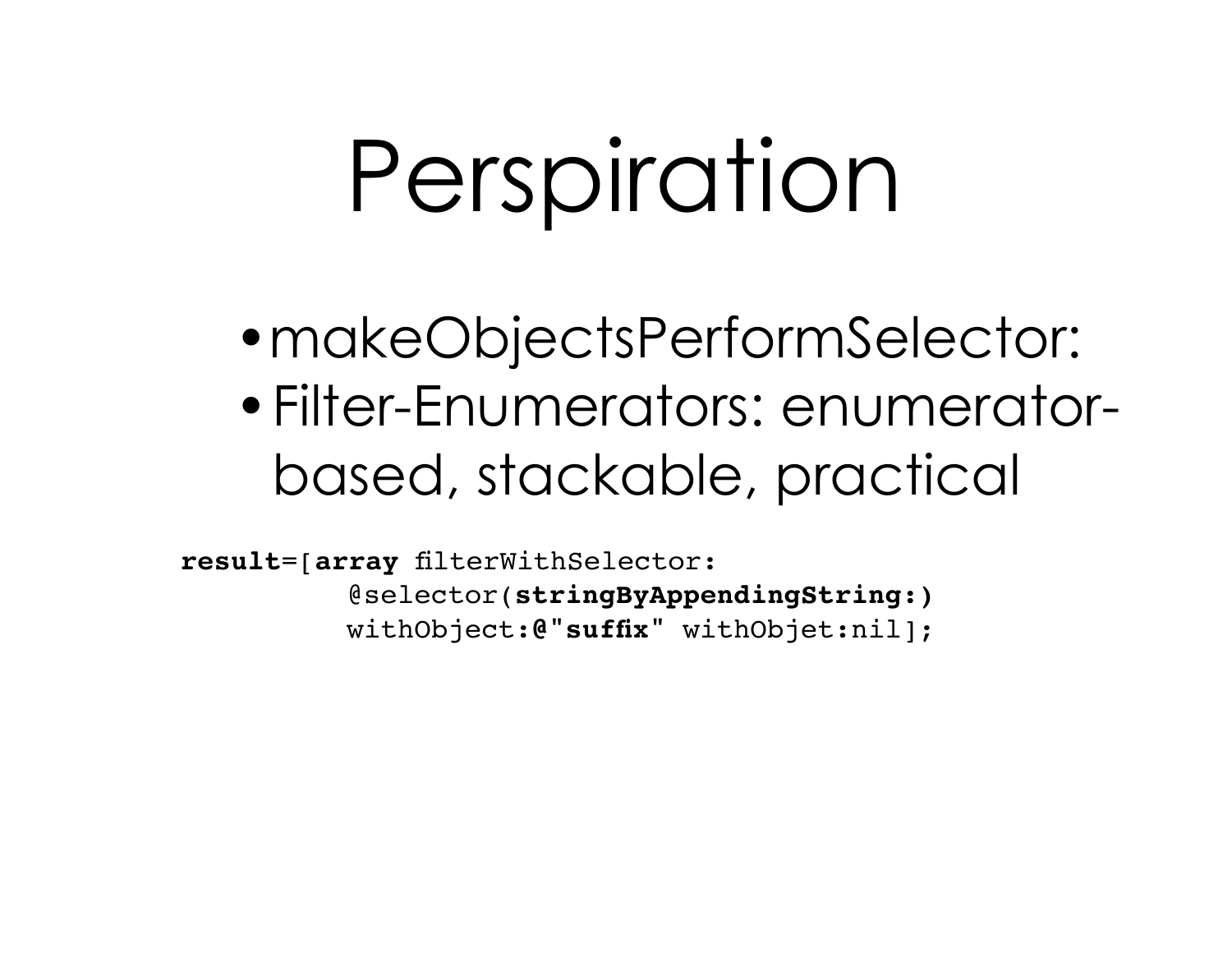# Perspiration

- makeObjectsPerformSelector:
- Filter-Enumerators: enumerator-based, stackable, practical

```
result=[array filterWithSelector:
         @selector(stringByAppendingString:)
         withObject:@"suffix" withObjet:nil];
```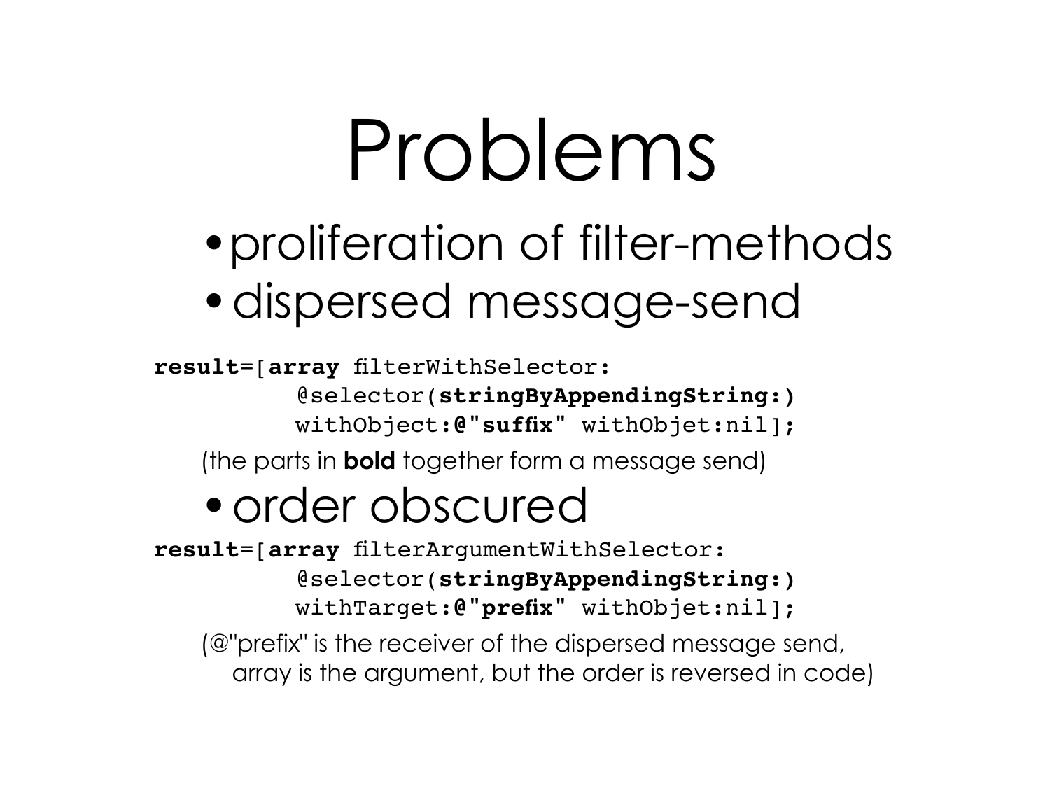# Problems

- proliferation of filter-methods
- dispersed message-send

```
result=[array filterWithSelector:
          @selector(stringByAppendingString:)
          withObject:@"suffix" withObjet:nil];
```

(the parts in **bold** together form a message send)

- order obscured

```
result=[array filterArgumentWithSelector:
          @selector(stringByAppendingString:)
          withTarget:@"prefix" withObjet:nil];
```

(@"prefix" is the receiver of the dispersed message send, array is the argument, but the order is reversed in code)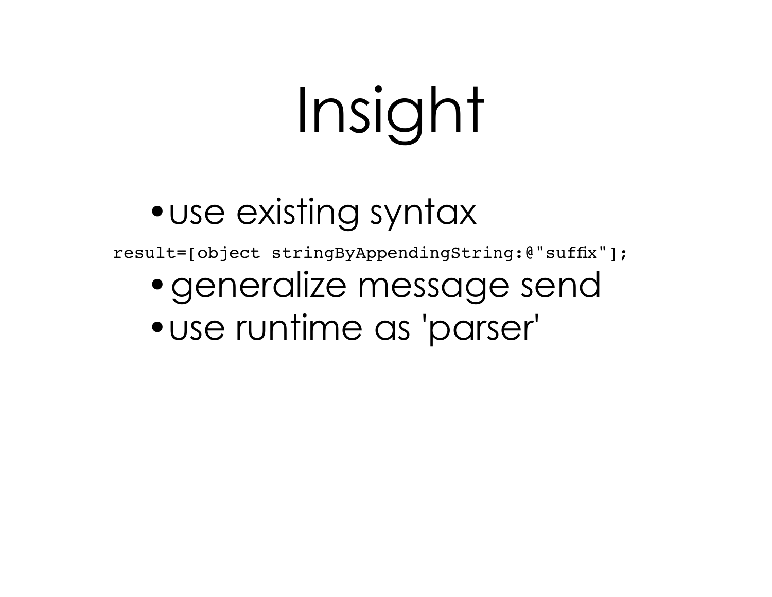# Insight

- use existing syntax

```
result=[object stringByAppendingString:@"suffix"];
```

- generalize message send
- use runtime as 'parser'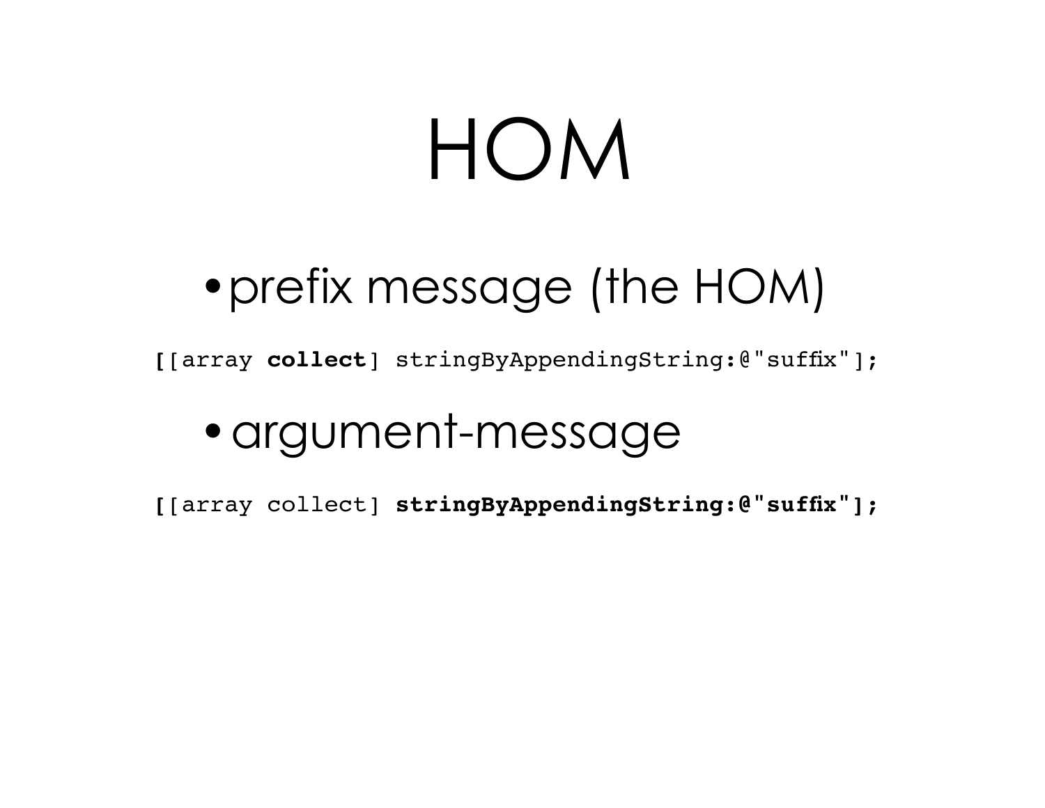# HOM

- prefix message (the HOM)

```
[[array collect] stringByAppendingString:@"suffix"];
```

- argument-message

```
[[array collect] stringByAppendingString:@"suffix"];
```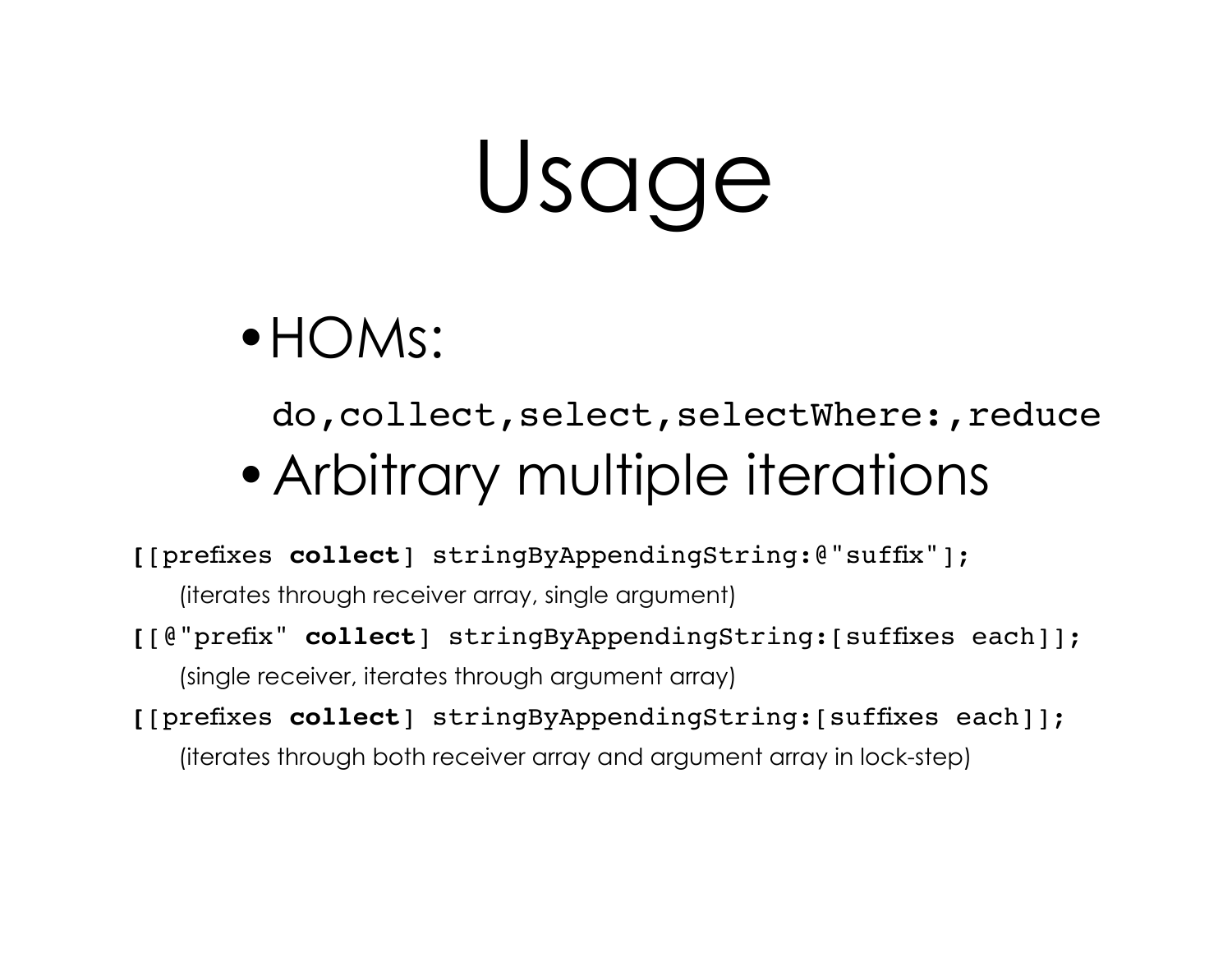# Usage

- HOMs:

  `do,collect,select,selectWhere:,reduce`
- Arbitrary multiple iterations

```
[[prefixes collect] stringByAppendingString:@"suffix"];
```

(iterates through receiver array, single argument)

```
[[@"prefix" collect] stringByAppendingString:[suffixes each]];
```

(single receiver, iterates through argument array)

```
[[prefixes collect] stringByAppendingString:[suffixes each]];
```

(iterates through both receiver array and argument array in lock-step)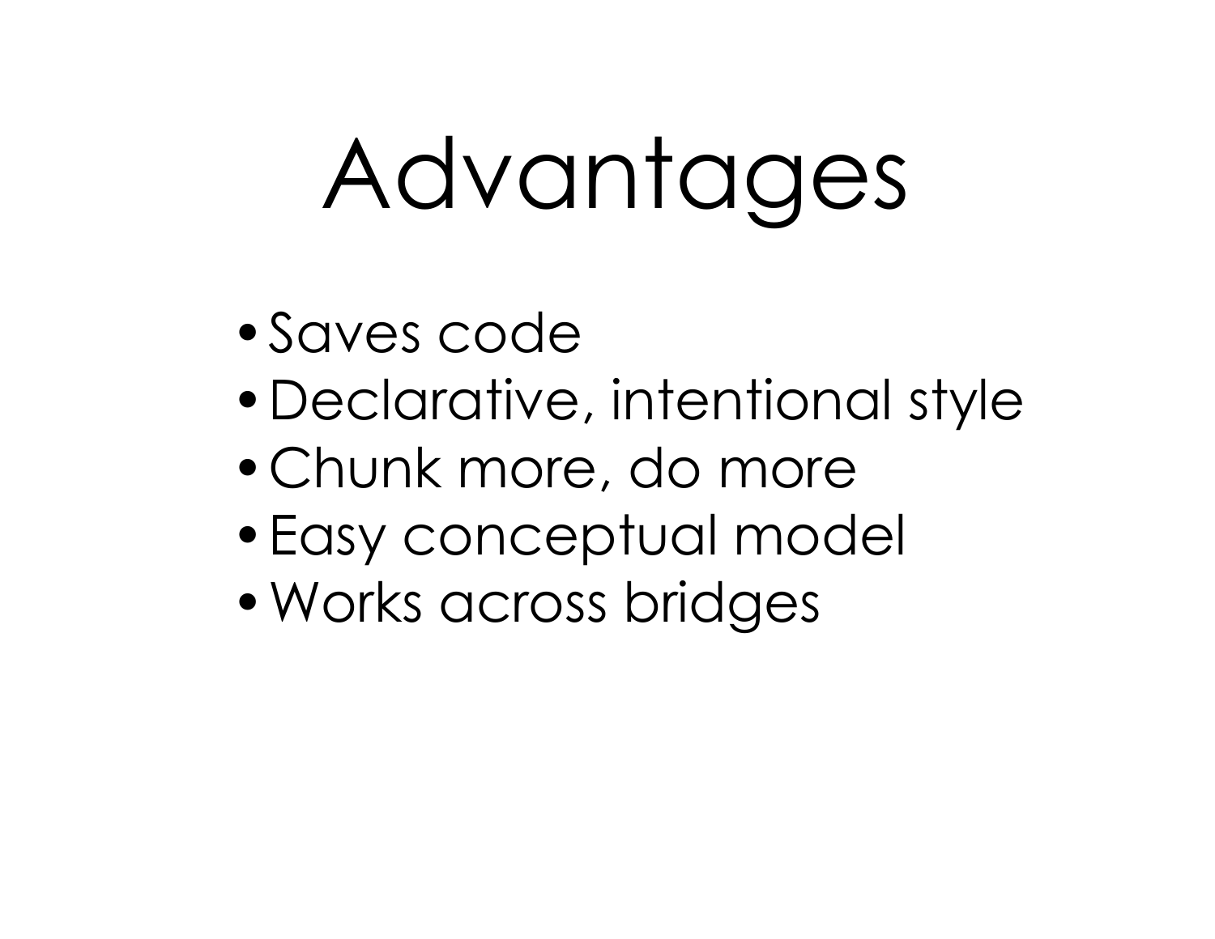# Advantages

- Saves code
- Declarative, intentional style
- Chunk more, do more
- Easy conceptual model
- Works across bridges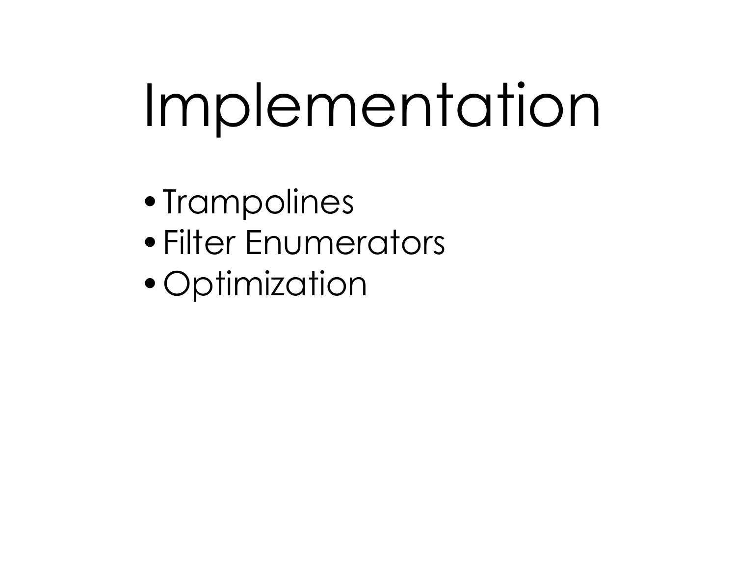# Implementation

- Trampolines
- Filter Enumerators
- Optimization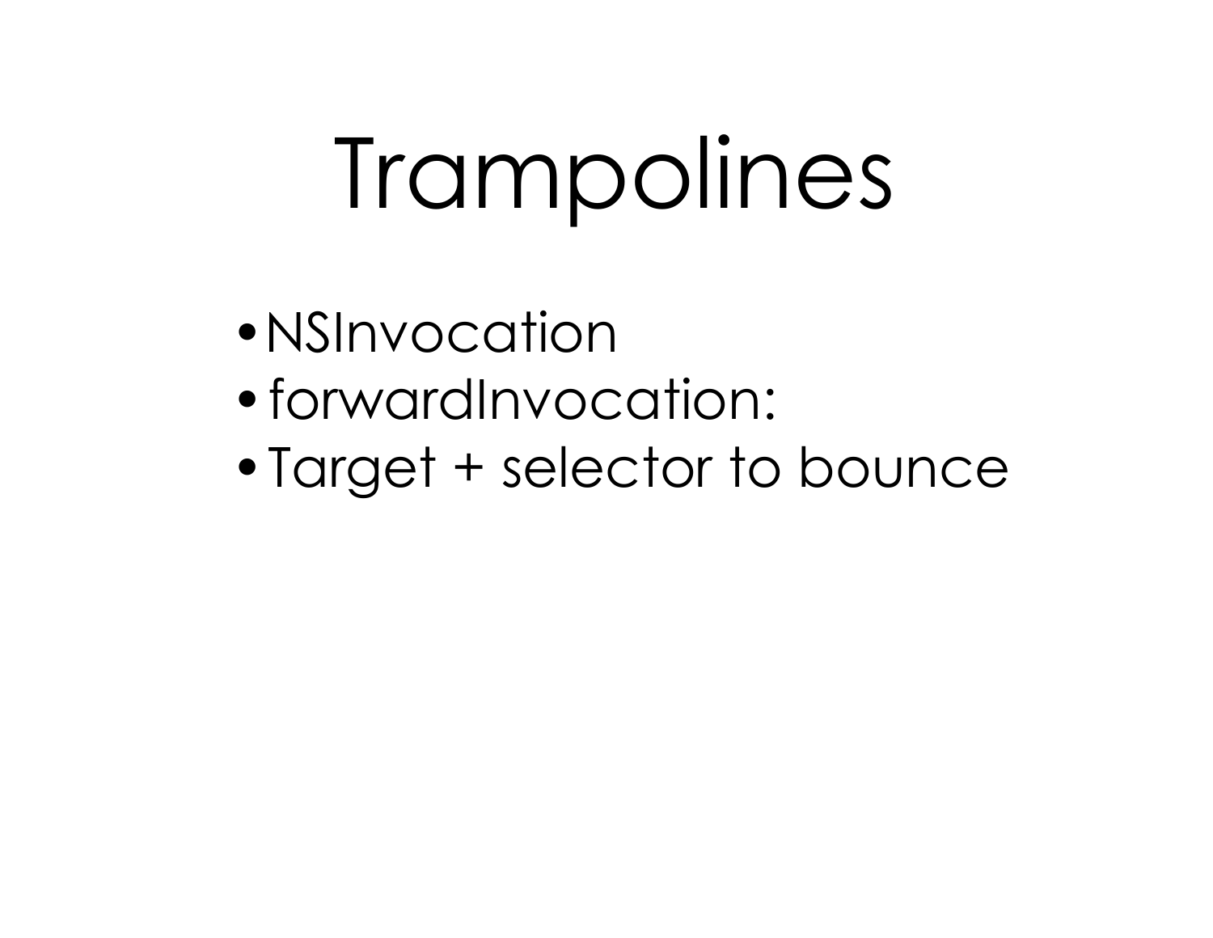# Trampolines

- NSInvocation
- forwardInvocation:
- Target + selector to bounce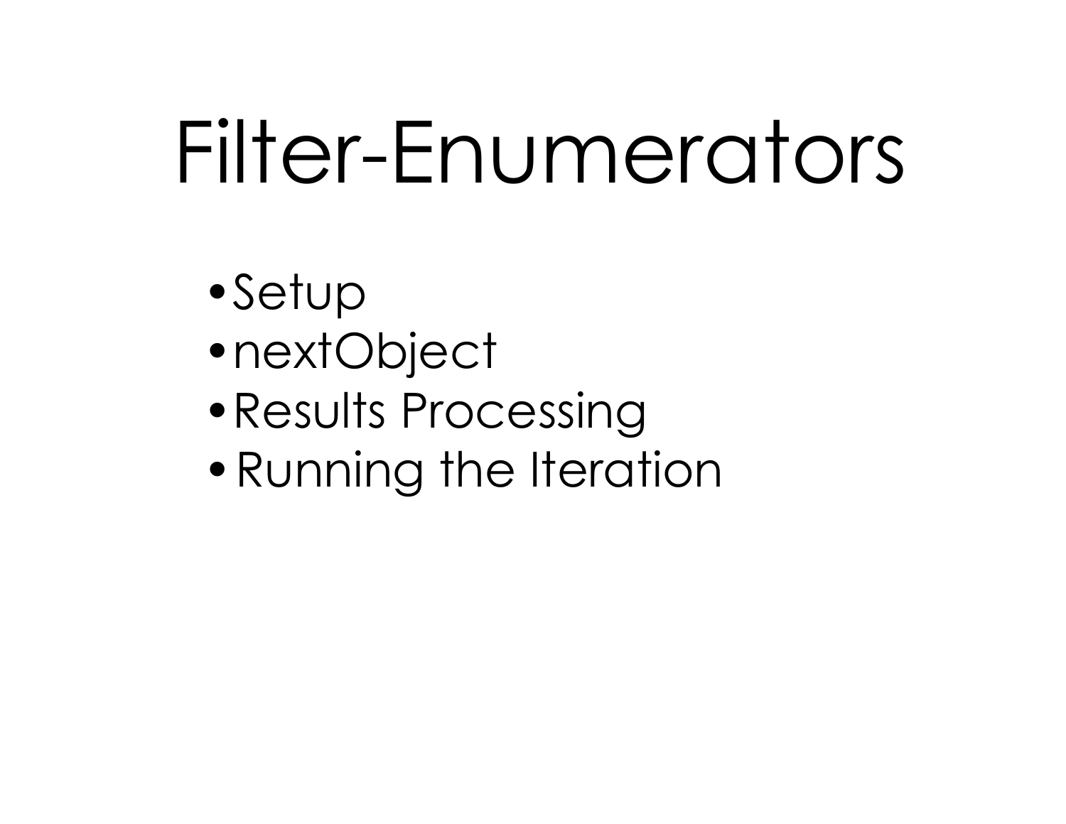# Filter-Enumerators

- Setup
- nextObject
- Results Processing
- Running the Iteration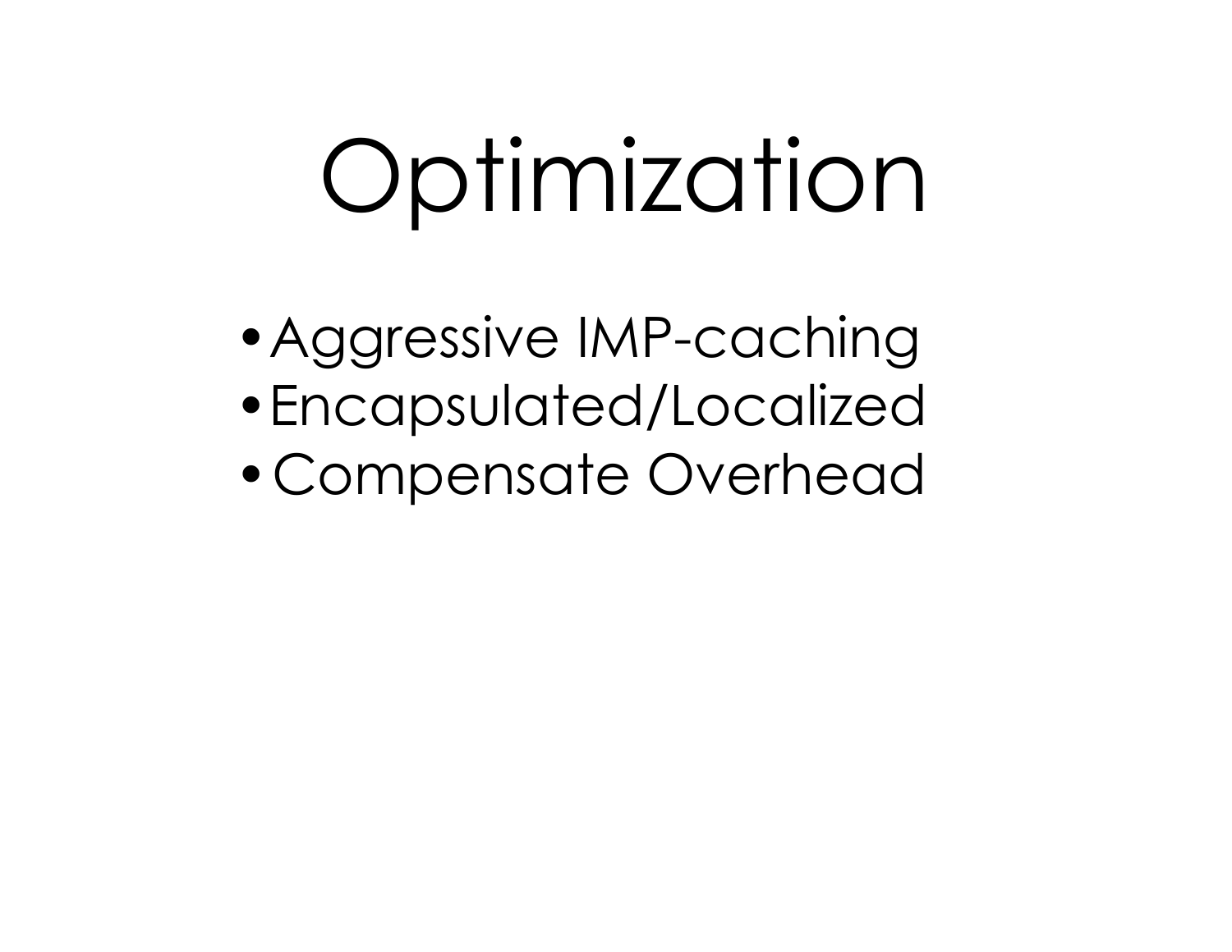# Optimization

- Aggressive IMP-caching
- Encapsulated/Localized
- Compensate Overhead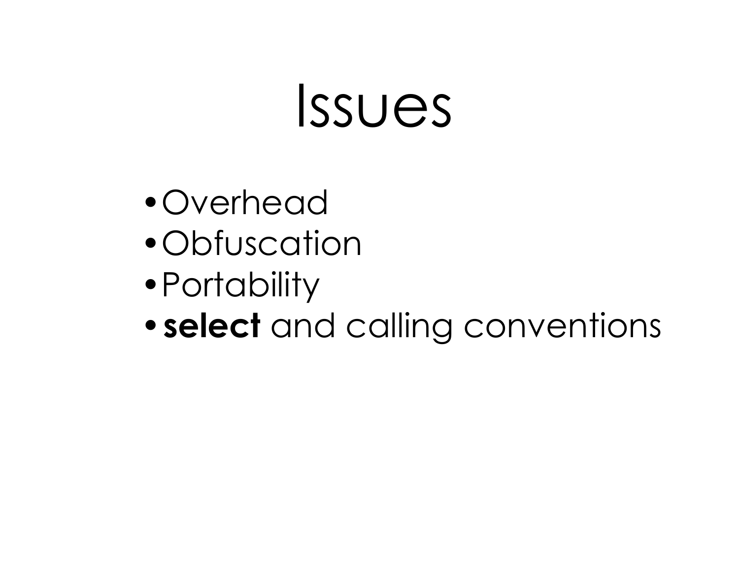# Issues

- Overhead
- Obfuscation
- Portability
- **select** and calling conventions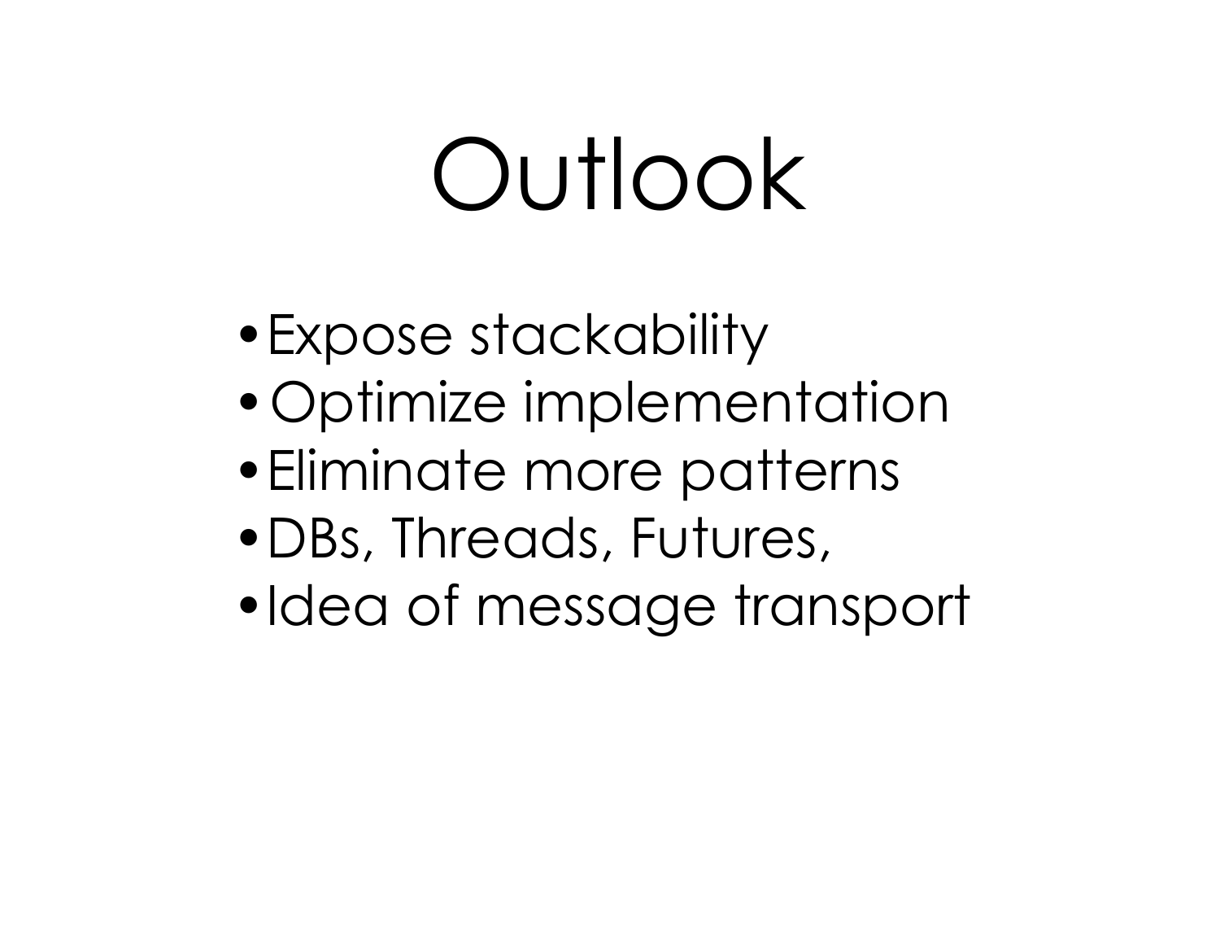# Outlook

- Expose stackability
- Optimize implementation
- Eliminate more patterns
- DBs, Threads, Futures,
- Idea of message transport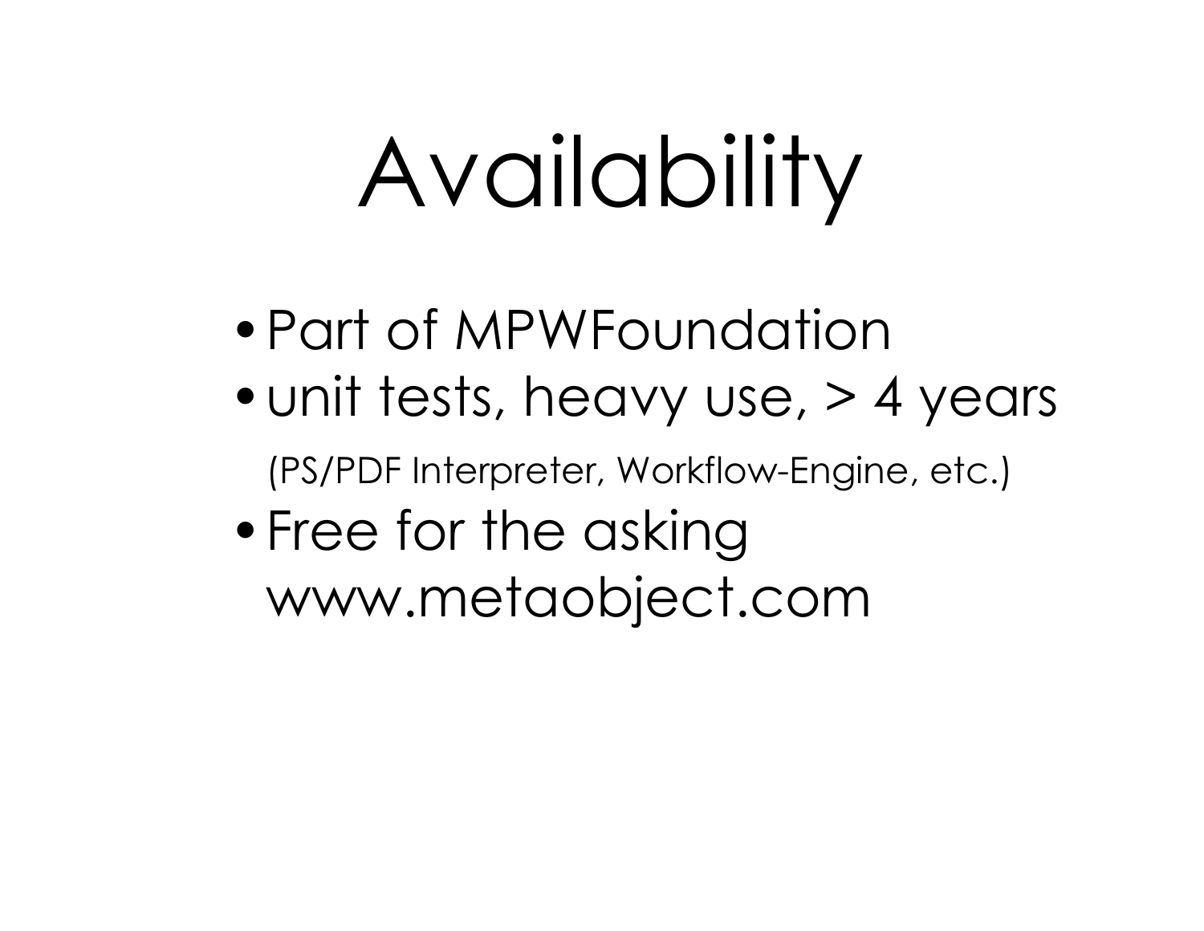# Availability

- Part of MPWFoundation
- unit tests, heavy use, > 4 years

  (PS/PDF Interpreter, Workflow-Engine, etc.)
- Free for the asking

  www.metaobject.com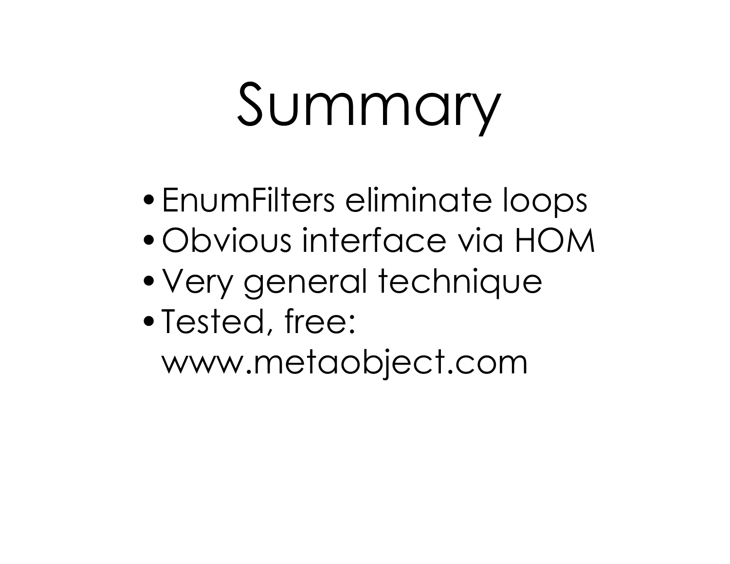# Summary

- EnumFilters eliminate loops
- Obvious interface via HOM
- Very general technique
- Tested, free: www.metaobject.com